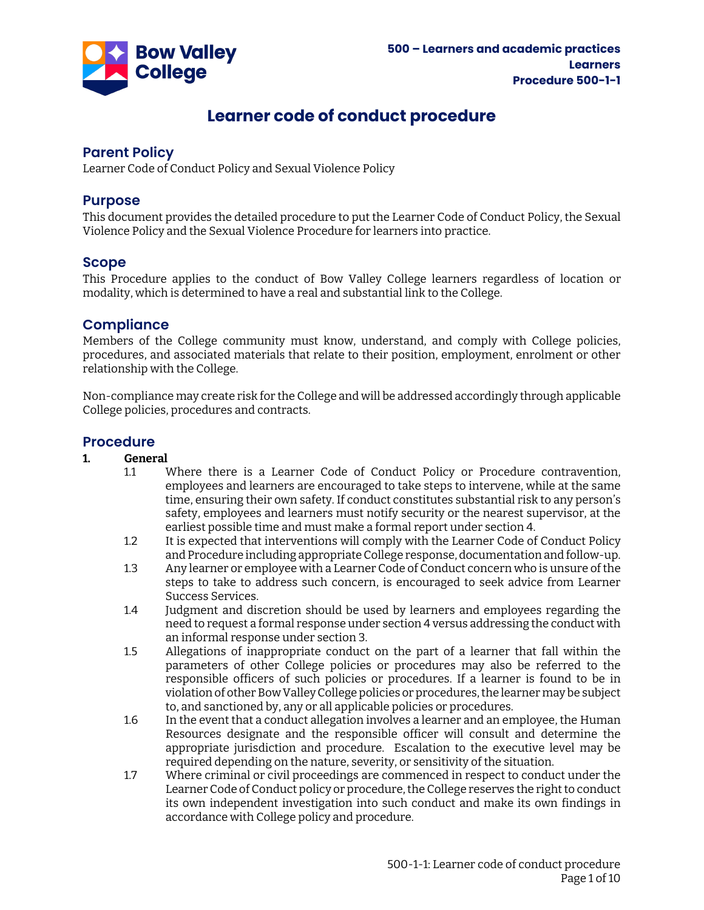500 – Learners and academic practices
Learners
Procedure 500-1-1

# Learner code of conduct procedure

## Parent Policy

Learner Code of Conduct Policy and Sexual Violence Policy

## Purpose

This document provides the detailed procedure to put the Learner Code of Conduct Policy, the Sexual Violence Policy and the Sexual Violence Procedure for learners into practice.

## Scope

This Procedure applies to the conduct of Bow Valley College learners regardless of location or modality, which is determined to have a real and substantial link to the College.

## Compliance

Members of the College community must know, understand, and comply with College policies, procedures, and associated materials that relate to their position, employment, enrolment or other relationship with the College.

Non-compliance may create risk for the College and will be addressed accordingly through applicable College policies, procedures and contracts.

## Procedure

**1. General**

1.1 Where there is a Learner Code of Conduct Policy or Procedure contravention, employees and learners are encouraged to take steps to intervene, while at the same time, ensuring their own safety. If conduct constitutes substantial risk to any person's safety, employees and learners must notify security or the nearest supervisor, at the earliest possible time and must make a formal report under section 4.

1.2 It is expected that interventions will comply with the Learner Code of Conduct Policy and Procedure including appropriate College response, documentation and follow-up.

1.3 Any learner or employee with a Learner Code of Conduct concern who is unsure of the steps to take to address such concern, is encouraged to seek advice from Learner Success Services.

1.4 Judgment and discretion should be used by learners and employees regarding the need to request a formal response under section 4 versus addressing the conduct with an informal response under section 3.

1.5 Allegations of inappropriate conduct on the part of a learner that fall within the parameters of other College policies or procedures may also be referred to the responsible officers of such policies or procedures. If a learner is found to be in violation of other Bow Valley College policies or procedures, the learner may be subject to, and sanctioned by, any or all applicable policies or procedures.

1.6 In the event that a conduct allegation involves a learner and an employee, the Human Resources designate and the responsible officer will consult and determine the appropriate jurisdiction and procedure. Escalation to the executive level may be required depending on the nature, severity, or sensitivity of the situation.

1.7 Where criminal or civil proceedings are commenced in respect to conduct under the Learner Code of Conduct policy or procedure, the College reserves the right to conduct its own independent investigation into such conduct and make its own findings in accordance with College policy and procedure.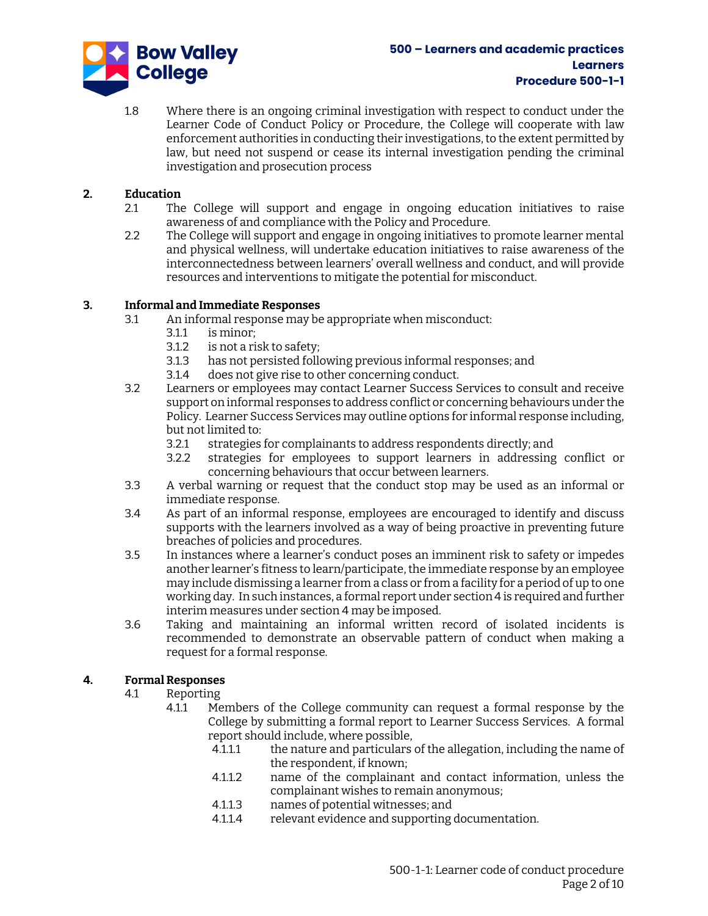1.8 Where there is an ongoing criminal investigation with respect to conduct under the Learner Code of Conduct Policy or Procedure, the College will cooperate with law enforcement authorities in conducting their investigations, to the extent permitted by law, but need not suspend or cease its internal investigation pending the criminal investigation and prosecution process

## 2. Education

2.1 The College will support and engage in ongoing education initiatives to raise awareness of and compliance with the Policy and Procedure.

2.2 The College will support and engage in ongoing initiatives to promote learner mental and physical wellness, will undertake education initiatives to raise awareness of the interconnectedness between learners' overall wellness and conduct, and will provide resources and interventions to mitigate the potential for misconduct.

## 3. Informal and Immediate Responses

3.1 An informal response may be appropriate when misconduct:

- 3.1.1 is minor;
- 3.1.2 is not a risk to safety;
- 3.1.3 has not persisted following previous informal responses; and
- 3.1.4 does not give rise to other concerning conduct.

3.2 Learners or employees may contact Learner Success Services to consult and receive support on informal responses to address conflict or concerning behaviours under the Policy. Learner Success Services may outline options for informal response including, but not limited to:

- 3.2.1 strategies for complainants to address respondents directly; and
- 3.2.2 strategies for employees to support learners in addressing conflict or concerning behaviours that occur between learners.

3.3 A verbal warning or request that the conduct stop may be used as an informal or immediate response.

3.4 As part of an informal response, employees are encouraged to identify and discuss supports with the learners involved as a way of being proactive in preventing future breaches of policies and procedures.

3.5 In instances where a learner's conduct poses an imminent risk to safety or impedes another learner's fitness to learn/participate, the immediate response by an employee may include dismissing a learner from a class or from a facility for a period of up to one working day. In such instances, a formal report under section 4 is required and further interim measures under section 4 may be imposed.

3.6 Taking and maintaining an informal written record of isolated incidents is recommended to demonstrate an observable pattern of conduct when making a request for a formal response.

## 4. Formal Responses

4.1 Reporting

4.1.1 Members of the College community can request a formal response by the College by submitting a formal report to Learner Success Services. A formal report should include, where possible,

- 4.1.1.1 the nature and particulars of the allegation, including the name of the respondent, if known;
- 4.1.1.2 name of the complainant and contact information, unless the complainant wishes to remain anonymous;
- 4.1.1.3 names of potential witnesses; and
- 4.1.1.4 relevant evidence and supporting documentation.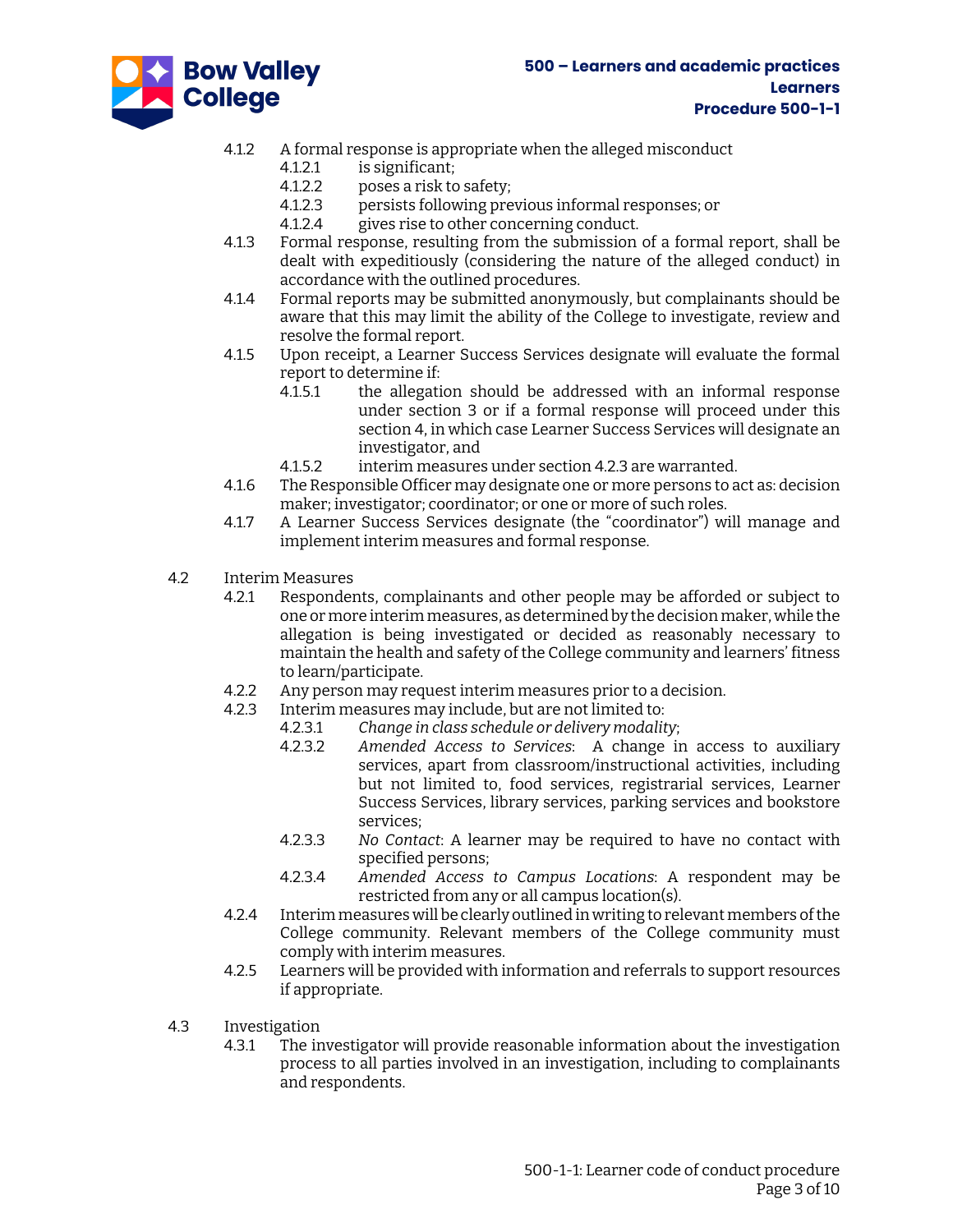4.1.2 A formal response is appropriate when the alleged misconduct

- 4.1.2.1 is significant;
- 4.1.2.2 poses a risk to safety;
- 4.1.2.3 persists following previous informal responses; or
- 4.1.2.4 gives rise to other concerning conduct.

4.1.3 Formal response, resulting from the submission of a formal report, shall be dealt with expeditiously (considering the nature of the alleged conduct) in accordance with the outlined procedures.

4.1.4 Formal reports may be submitted anonymously, but complainants should be aware that this may limit the ability of the College to investigate, review and resolve the formal report.

4.1.5 Upon receipt, a Learner Success Services designate will evaluate the formal report to determine if:

- 4.1.5.1 the allegation should be addressed with an informal response under section 3 or if a formal response will proceed under this section 4, in which case Learner Success Services will designate an investigator, and
- 4.1.5.2 interim measures under section 4.2.3 are warranted.

4.1.6 The Responsible Officer may designate one or more persons to act as: decision maker; investigator; coordinator; or one or more of such roles.

4.1.7 A Learner Success Services designate (the "coordinator") will manage and implement interim measures and formal response.

## 4.2 Interim Measures

4.2.1 Respondents, complainants and other people may be afforded or subject to one or more interim measures, as determined by the decision maker, while the allegation is being investigated or decided as reasonably necessary to maintain the health and safety of the College community and learners' fitness to learn/participate.

4.2.2 Any person may request interim measures prior to a decision.

4.2.3 Interim measures may include, but are not limited to:

- 4.2.3.1 *Change in class schedule or delivery modality*;
- 4.2.3.2 *Amended Access to Services*: A change in access to auxiliary services, apart from classroom/instructional activities, including but not limited to, food services, registrarial services, Learner Success Services, library services, parking services and bookstore services;
- 4.2.3.3 *No Contact*: A learner may be required to have no contact with specified persons;
- 4.2.3.4 *Amended Access to Campus Locations*: A respondent may be restricted from any or all campus location(s).

4.2.4 Interim measures will be clearly outlined in writing to relevant members of the College community. Relevant members of the College community must comply with interim measures.

4.2.5 Learners will be provided with information and referrals to support resources if appropriate.

## 4.3 Investigation

4.3.1 The investigator will provide reasonable information about the investigation process to all parties involved in an investigation, including to complainants and respondents.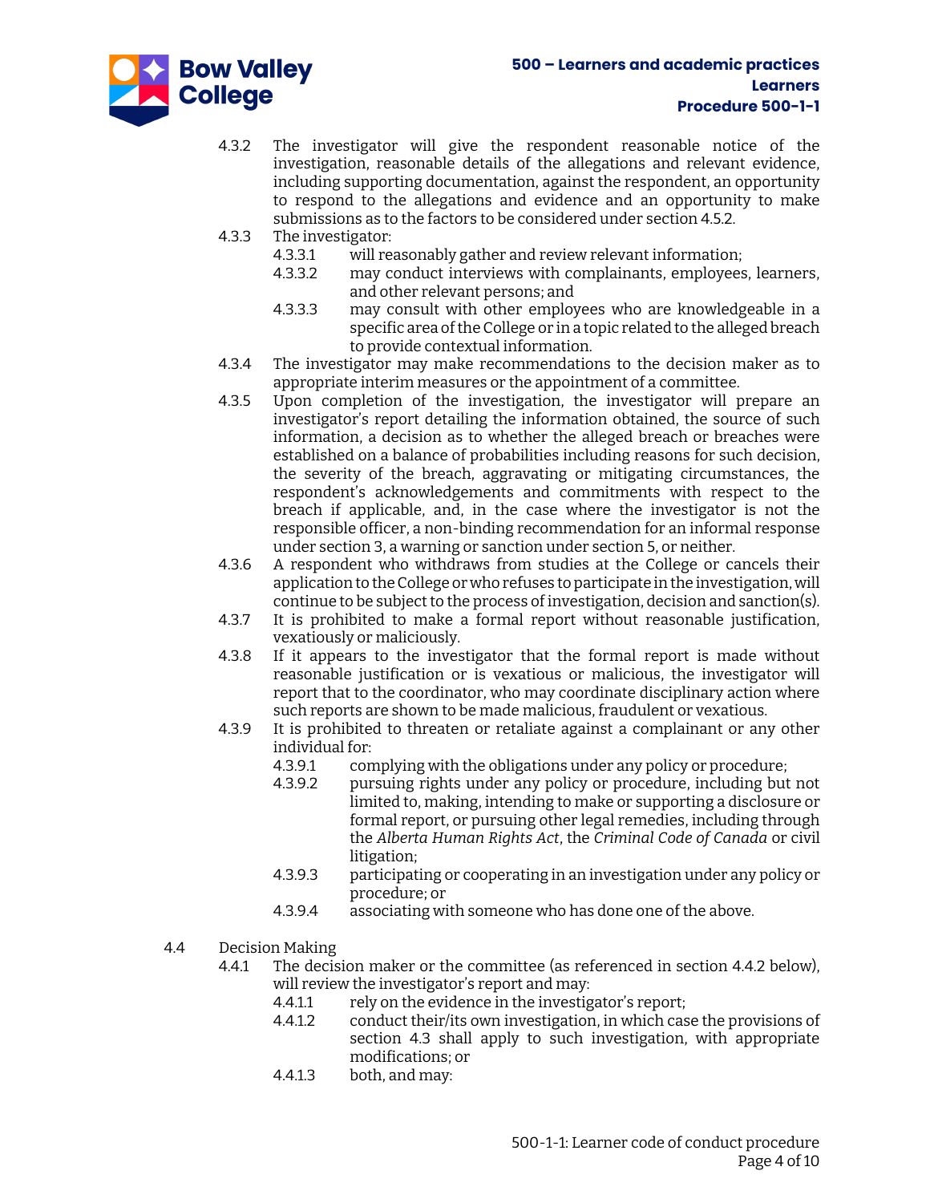4.3.2 The investigator will give the respondent reasonable notice of the investigation, reasonable details of the allegations and relevant evidence, including supporting documentation, against the respondent, an opportunity to respond to the allegations and evidence and an opportunity to make submissions as to the factors to be considered under section 4.5.2.

4.3.3 The investigator:

- 4.3.3.1 will reasonably gather and review relevant information;
- 4.3.3.2 may conduct interviews with complainants, employees, learners, and other relevant persons; and
- 4.3.3.3 may consult with other employees who are knowledgeable in a specific area of the College or in a topic related to the alleged breach to provide contextual information.

4.3.4 The investigator may make recommendations to the decision maker as to appropriate interim measures or the appointment of a committee.

4.3.5 Upon completion of the investigation, the investigator will prepare an investigator's report detailing the information obtained, the source of such information, a decision as to whether the alleged breach or breaches were established on a balance of probabilities including reasons for such decision, the severity of the breach, aggravating or mitigating circumstances, the respondent's acknowledgements and commitments with respect to the breach if applicable, and, in the case where the investigator is not the responsible officer, a non-binding recommendation for an informal response under section 3, a warning or sanction under section 5, or neither.

4.3.6 A respondent who withdraws from studies at the College or cancels their application to the College or who refuses to participate in the investigation, will continue to be subject to the process of investigation, decision and sanction(s).

4.3.7 It is prohibited to make a formal report without reasonable justification, vexatiously or maliciously.

4.3.8 If it appears to the investigator that the formal report is made without reasonable justification or is vexatious or malicious, the investigator will report that to the coordinator, who may coordinate disciplinary action where such reports are shown to be made malicious, fraudulent or vexatious.

4.3.9 It is prohibited to threaten or retaliate against a complainant or any other individual for:

- 4.3.9.1 complying with the obligations under any policy or procedure;
- 4.3.9.2 pursuing rights under any policy or procedure, including but not limited to, making, intending to make or supporting a disclosure or formal report, or pursuing other legal remedies, including through the *Alberta Human Rights Act*, the *Criminal Code of Canada* or civil litigation;
- 4.3.9.3 participating or cooperating in an investigation under any policy or procedure; or
- 4.3.9.4 associating with someone who has done one of the above.

4.4 Decision Making

4.4.1 The decision maker or the committee (as referenced in section 4.4.2 below), will review the investigator's report and may:

- 4.4.1.1 rely on the evidence in the investigator's report;
- 4.4.1.2 conduct their/its own investigation, in which case the provisions of section 4.3 shall apply to such investigation, with appropriate modifications; or
- 4.4.1.3 both, and may: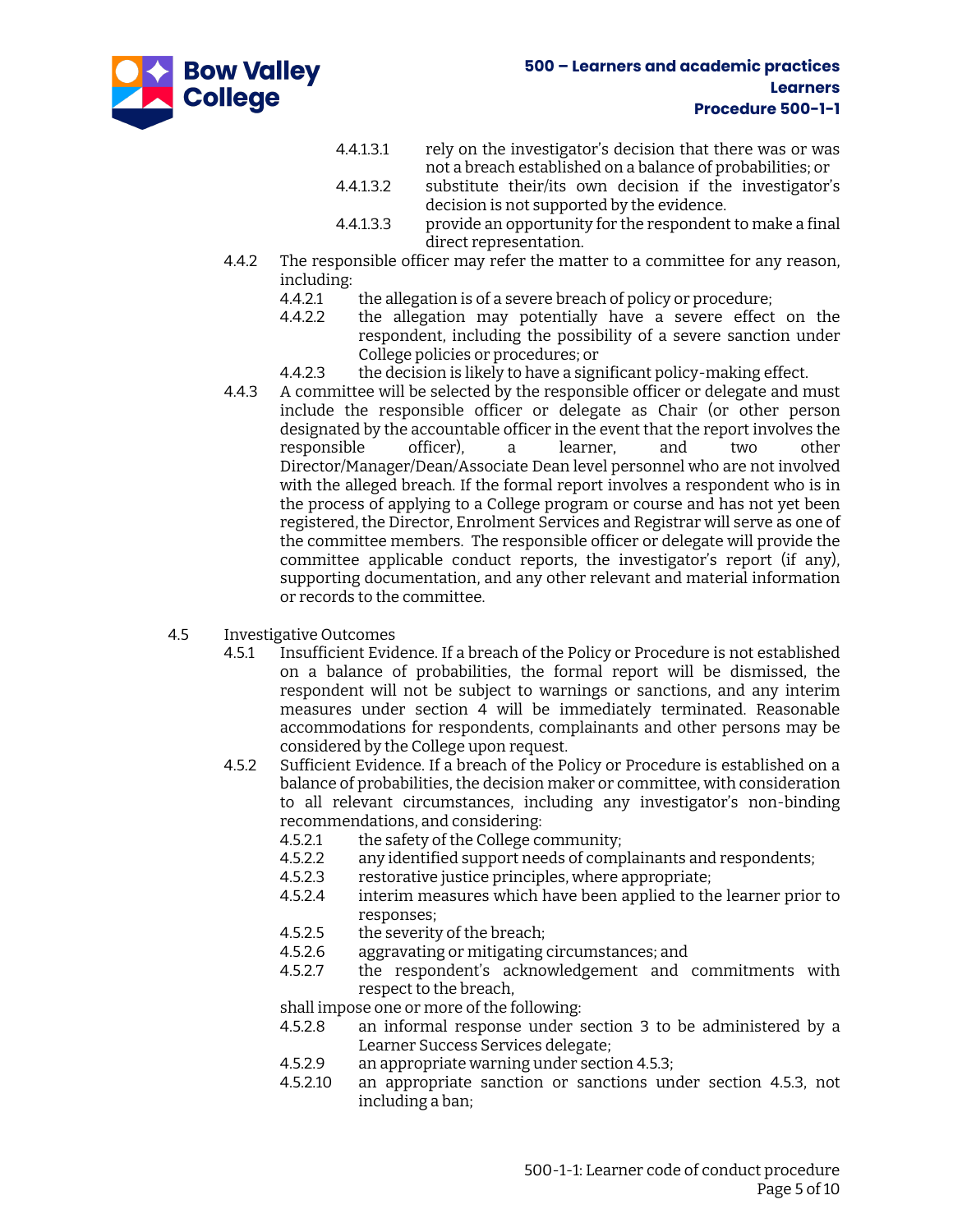4.4.1.3.1 rely on the investigator's decision that there was or was not a breach established on a balance of probabilities; or

4.4.1.3.2 substitute their/its own decision if the investigator's decision is not supported by the evidence.

4.4.1.3.3 provide an opportunity for the respondent to make a final direct representation.

4.4.2 The responsible officer may refer the matter to a committee for any reason, including:

4.4.2.1 the allegation is of a severe breach of policy or procedure;

4.4.2.2 the allegation may potentially have a severe effect on the respondent, including the possibility of a severe sanction under College policies or procedures; or

4.4.2.3 the decision is likely to have a significant policy-making effect.

4.4.3 A committee will be selected by the responsible officer or delegate and must include the responsible officer or delegate as Chair (or other person designated by the accountable officer in the event that the report involves the responsible officer), a learner, and two other Director/Manager/Dean/Associate Dean level personnel who are not involved with the alleged breach. If the formal report involves a respondent who is in the process of applying to a College program or course and has not yet been registered, the Director, Enrolment Services and Registrar will serve as one of the committee members. The responsible officer or delegate will provide the committee applicable conduct reports, the investigator's report (if any), supporting documentation, and any other relevant and material information or records to the committee.

4.5 Investigative Outcomes

4.5.1 Insufficient Evidence. If a breach of the Policy or Procedure is not established on a balance of probabilities, the formal report will be dismissed, the respondent will not be subject to warnings or sanctions, and any interim measures under section 4 will be immediately terminated. Reasonable accommodations for respondents, complainants and other persons may be considered by the College upon request.

4.5.2 Sufficient Evidence. If a breach of the Policy or Procedure is established on a balance of probabilities, the decision maker or committee, with consideration to all relevant circumstances, including any investigator's non-binding recommendations, and considering:

4.5.2.1 the safety of the College community;

4.5.2.2 any identified support needs of complainants and respondents;

4.5.2.3 restorative justice principles, where appropriate;

4.5.2.4 interim measures which have been applied to the learner prior to responses;

4.5.2.5 the severity of the breach;

4.5.2.6 aggravating or mitigating circumstances; and

4.5.2.7 the respondent's acknowledgement and commitments with respect to the breach,

shall impose one or more of the following:

4.5.2.8 an informal response under section 3 to be administered by a Learner Success Services delegate;

4.5.2.9 an appropriate warning under section 4.5.3;

4.5.2.10 an appropriate sanction or sanctions under section 4.5.3, not including a ban;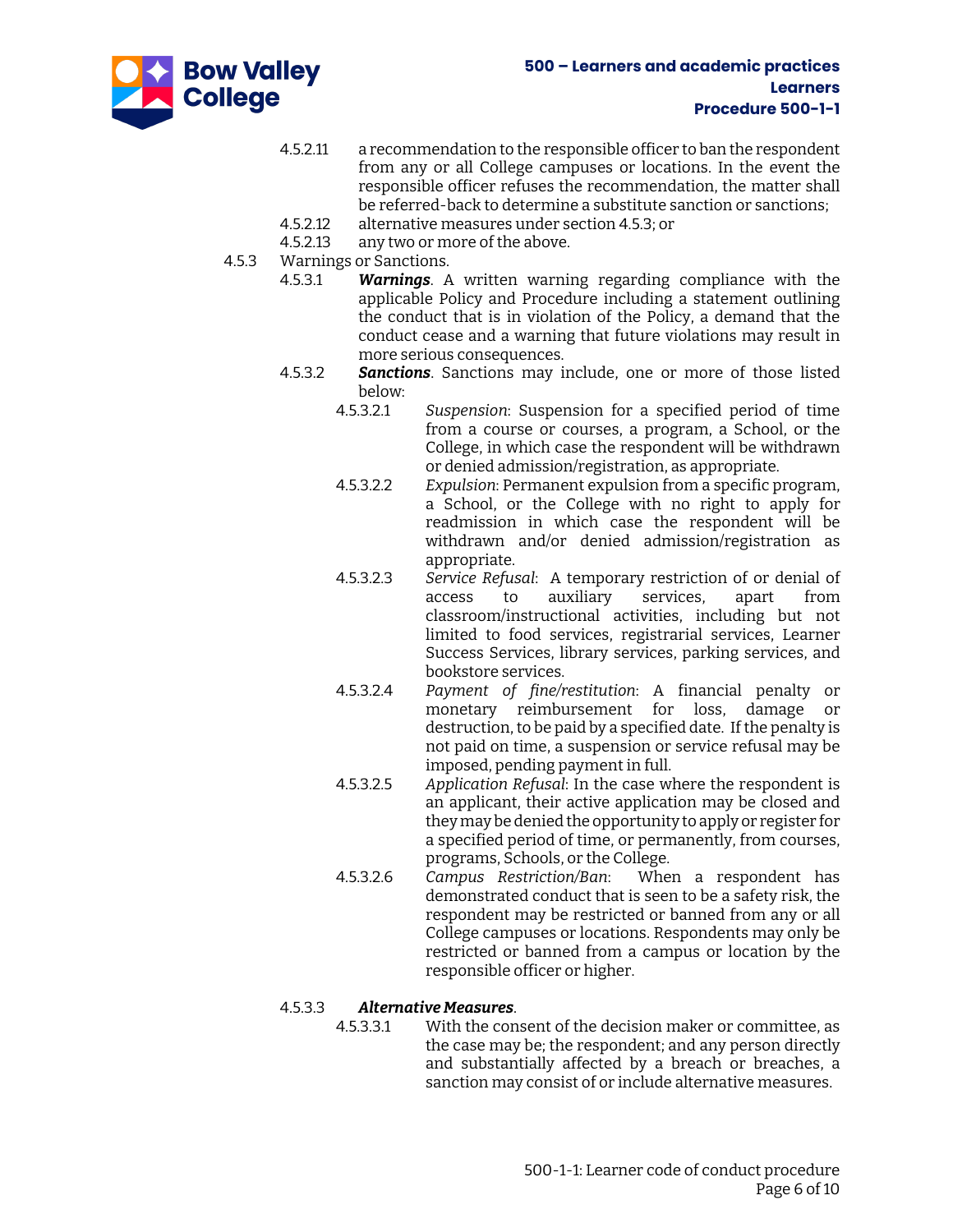4.5.2.11 a recommendation to the responsible officer to ban the respondent from any or all College campuses or locations. In the event the responsible officer refuses the recommendation, the matter shall be referred-back to determine a substitute sanction or sanctions;

4.5.2.12 alternative measures under section 4.5.3; or

4.5.2.13 any two or more of the above.

4.5.3 Warnings or Sanctions.

4.5.3.1 ***Warnings***. A written warning regarding compliance with the applicable Policy and Procedure including a statement outlining the conduct that is in violation of the Policy, a demand that the conduct cease and a warning that future violations may result in more serious consequences.

4.5.3.2 ***Sanctions***. Sanctions may include, one or more of those listed below:

4.5.3.2.1 *Suspension*: Suspension for a specified period of time from a course or courses, a program, a School, or the College, in which case the respondent will be withdrawn or denied admission/registration, as appropriate.

4.5.3.2.2 *Expulsion*: Permanent expulsion from a specific program, a School, or the College with no right to apply for readmission in which case the respondent will be withdrawn and/or denied admission/registration as appropriate.

4.5.3.2.3 *Service Refusal*: A temporary restriction of or denial of access to auxiliary services, apart from classroom/instructional activities, including but not limited to food services, registrarial services, Learner Success Services, library services, parking services, and bookstore services.

4.5.3.2.4 *Payment of fine/restitution*: A financial penalty or monetary reimbursement for loss, damage or destruction, to be paid by a specified date. If the penalty is not paid on time, a suspension or service refusal may be imposed, pending payment in full.

4.5.3.2.5 *Application Refusal*: In the case where the respondent is an applicant, their active application may be closed and they may be denied the opportunity to apply or register for a specified period of time, or permanently, from courses, programs, Schools, or the College.

4.5.3.2.6 *Campus Restriction/Ban*: When a respondent has demonstrated conduct that is seen to be a safety risk, the respondent may be restricted or banned from any or all College campuses or locations. Respondents may only be restricted or banned from a campus or location by the responsible officer or higher.

4.5.3.3 ***Alternative Measures***.

4.5.3.3.1 With the consent of the decision maker or committee, as the case may be; the respondent; and any person directly and substantially affected by a breach or breaches, a sanction may consist of or include alternative measures.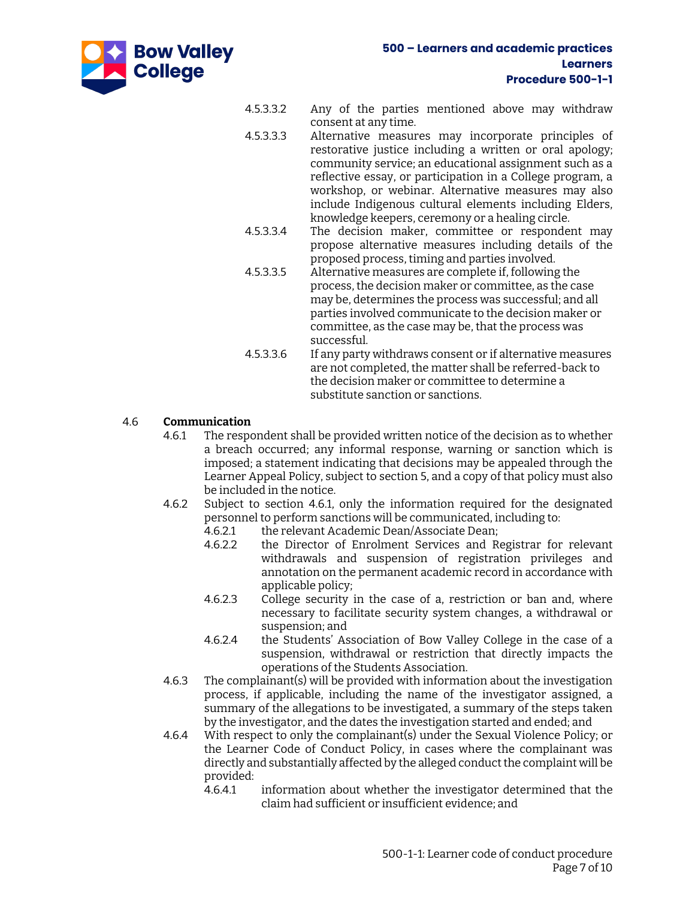4.5.3.3.2 Any of the parties mentioned above may withdraw consent at any time.

4.5.3.3.3 Alternative measures may incorporate principles of restorative justice including a written or oral apology; community service; an educational assignment such as a reflective essay, or participation in a College program, a workshop, or webinar. Alternative measures may also include Indigenous cultural elements including Elders, knowledge keepers, ceremony or a healing circle.

4.5.3.3.4 The decision maker, committee or respondent may propose alternative measures including details of the proposed process, timing and parties involved.

4.5.3.3.5 Alternative measures are complete if, following the process, the decision maker or committee, as the case may be, determines the process was successful; and all parties involved communicate to the decision maker or committee, as the case may be, that the process was successful.

4.5.3.3.6 If any party withdraws consent or if alternative measures are not completed, the matter shall be referred-back to the decision maker or committee to determine a substitute sanction or sanctions.

4.6 **Communication**

4.6.1 The respondent shall be provided written notice of the decision as to whether a breach occurred; any informal response, warning or sanction which is imposed; a statement indicating that decisions may be appealed through the Learner Appeal Policy, subject to section 5, and a copy of that policy must also be included in the notice.

4.6.2 Subject to section 4.6.1, only the information required for the designated personnel to perform sanctions will be communicated, including to:

4.6.2.1 the relevant Academic Dean/Associate Dean;

4.6.2.2 the Director of Enrolment Services and Registrar for relevant withdrawals and suspension of registration privileges and annotation on the permanent academic record in accordance with applicable policy;

4.6.2.3 College security in the case of a, restriction or ban and, where necessary to facilitate security system changes, a withdrawal or suspension; and

4.6.2.4 the Students' Association of Bow Valley College in the case of a suspension, withdrawal or restriction that directly impacts the operations of the Students Association.

4.6.3 The complainant(s) will be provided with information about the investigation process, if applicable, including the name of the investigator assigned, a summary of the allegations to be investigated, a summary of the steps taken by the investigator, and the dates the investigation started and ended; and

4.6.4 With respect to only the complainant(s) under the Sexual Violence Policy; or the Learner Code of Conduct Policy, in cases where the complainant was directly and substantially affected by the alleged conduct the complaint will be provided:

4.6.4.1 information about whether the investigator determined that the claim had sufficient or insufficient evidence; and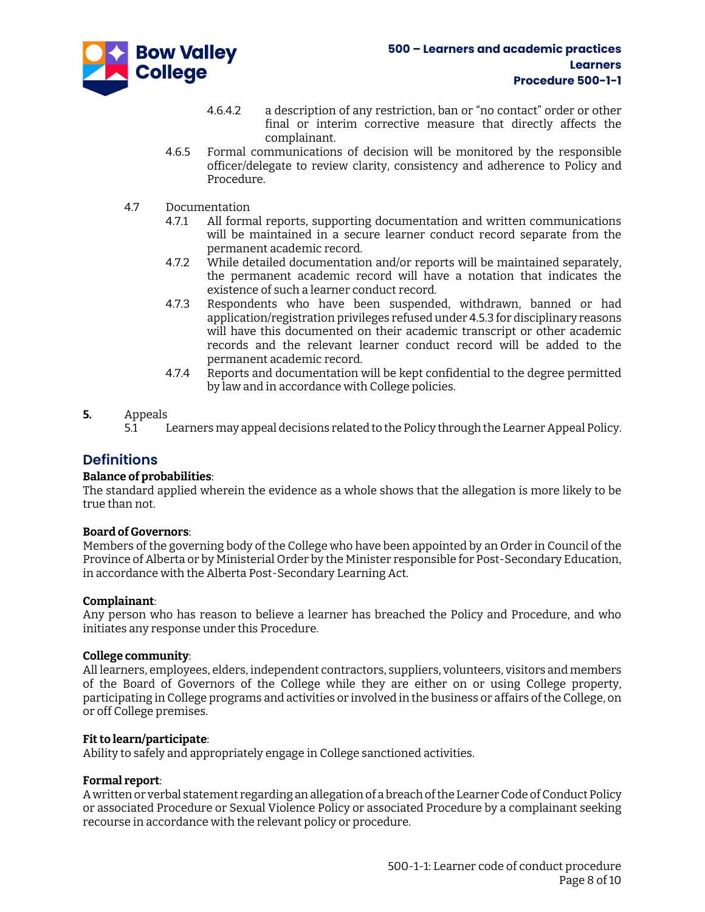4.6.4.2 a description of any restriction, ban or "no contact" order or other final or interim corrective measure that directly affects the complainant.

4.6.5 Formal communications of decision will be monitored by the responsible officer/delegate to review clarity, consistency and adherence to Policy and Procedure.

4.7 Documentation

4.7.1 All formal reports, supporting documentation and written communications will be maintained in a secure learner conduct record separate from the permanent academic record.

4.7.2 While detailed documentation and/or reports will be maintained separately, the permanent academic record will have a notation that indicates the existence of such a learner conduct record.

4.7.3 Respondents who have been suspended, withdrawn, banned or had application/registration privileges refused under 4.5.3 for disciplinary reasons will have this documented on their academic transcript or other academic records and the relevant learner conduct record will be added to the permanent academic record.

4.7.4 Reports and documentation will be kept confidential to the degree permitted by law and in accordance with College policies.

**5.** Appeals

5.1 Learners may appeal decisions related to the Policy through the Learner Appeal Policy.

## Definitions

**Balance of probabilities**:
The standard applied wherein the evidence as a whole shows that the allegation is more likely to be true than not.

**Board of Governors**:
Members of the governing body of the College who have been appointed by an Order in Council of the Province of Alberta or by Ministerial Order by the Minister responsible for Post-Secondary Education, in accordance with the Alberta Post-Secondary Learning Act.

**Complainant**:
Any person who has reason to believe a learner has breached the Policy and Procedure, and who initiates any response under this Procedure.

**College community**:
All learners, employees, elders, independent contractors, suppliers, volunteers, visitors and members of the Board of Governors of the College while they are either on or using College property, participating in College programs and activities or involved in the business or affairs of the College, on or off College premises.

**Fit to learn/participate**:
Ability to safely and appropriately engage in College sanctioned activities.

**Formal report**:
A written or verbal statement regarding an allegation of a breach of the Learner Code of Conduct Policy or associated Procedure or Sexual Violence Policy or associated Procedure by a complainant seeking recourse in accordance with the relevant policy or procedure.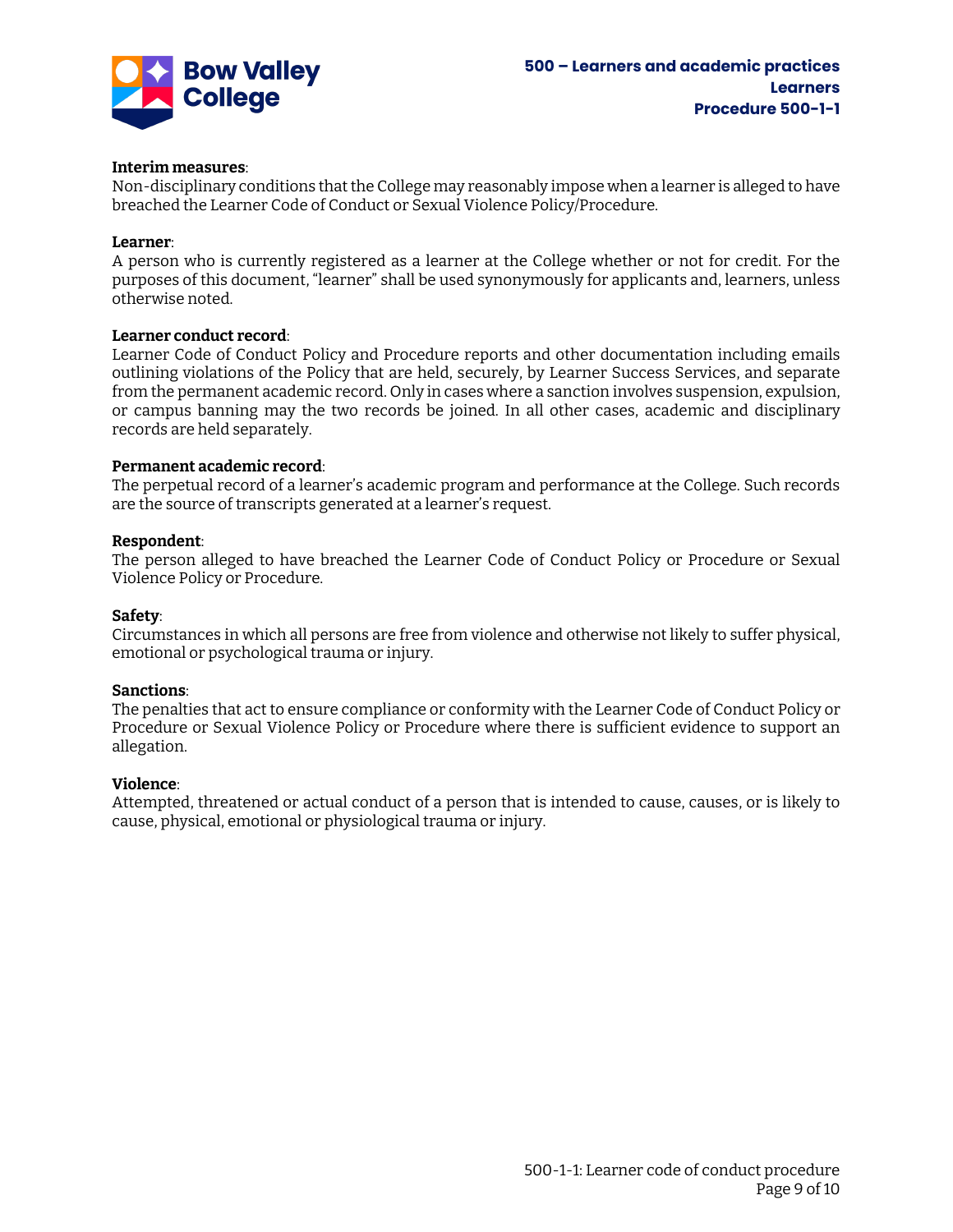**Interim measures**:
Non-disciplinary conditions that the College may reasonably impose when a learner is alleged to have breached the Learner Code of Conduct or Sexual Violence Policy/Procedure.

**Learner**:
A person who is currently registered as a learner at the College whether or not for credit. For the purposes of this document, "learner" shall be used synonymously for applicants and, learners, unless otherwise noted.

**Learner conduct record**:
Learner Code of Conduct Policy and Procedure reports and other documentation including emails outlining violations of the Policy that are held, securely, by Learner Success Services, and separate from the permanent academic record. Only in cases where a sanction involves suspension, expulsion, or campus banning may the two records be joined. In all other cases, academic and disciplinary records are held separately.

**Permanent academic record**:
The perpetual record of a learner's academic program and performance at the College. Such records are the source of transcripts generated at a learner's request.

**Respondent**:
The person alleged to have breached the Learner Code of Conduct Policy or Procedure or Sexual Violence Policy or Procedure.

**Safety**:
Circumstances in which all persons are free from violence and otherwise not likely to suffer physical, emotional or psychological trauma or injury.

**Sanctions**:
The penalties that act to ensure compliance or conformity with the Learner Code of Conduct Policy or Procedure or Sexual Violence Policy or Procedure where there is sufficient evidence to support an allegation.

**Violence**:
Attempted, threatened or actual conduct of a person that is intended to cause, causes, or is likely to cause, physical, emotional or physiological trauma or injury.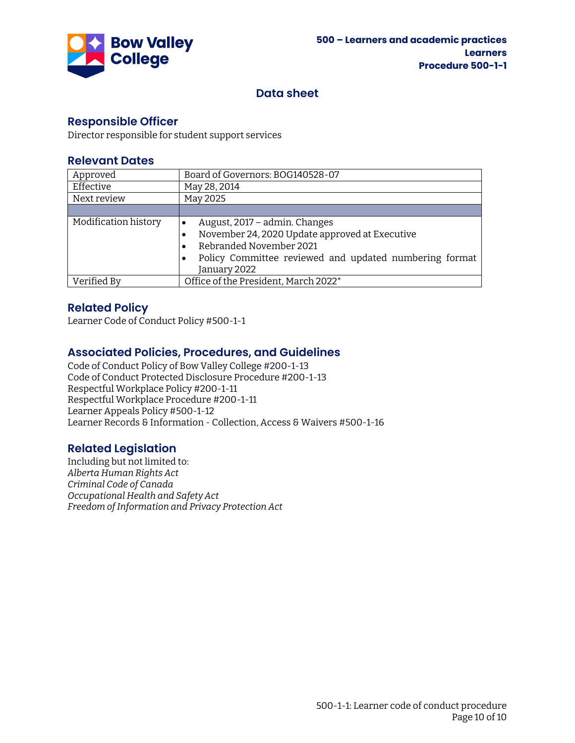## Data sheet

### Responsible Officer

Director responsible for student support services

### Relevant Dates

| | |
|---|---|
| Approved | Board of Governors: BOG140528-07 |
| Effective | May 28, 2014 |
| Next review | May 2025 |
| | |
| Modification history | • August, 2017 – admin. Changes<br>• November 24, 2020 Update approved at Executive<br>• Rebranded November 2021<br>• Policy Committee reviewed and updated numbering format January 2022 |
| Verified By | Office of the President, March 2022* |

### Related Policy

Learner Code of Conduct Policy #500-1-1

### Associated Policies, Procedures, and Guidelines

Code of Conduct Policy of Bow Valley College #200-1-13
Code of Conduct Protected Disclosure Procedure #200-1-13
Respectful Workplace Policy #200-1-11
Respectful Workplace Procedure #200-1-11
Learner Appeals Policy #500-1-12
Learner Records & Information - Collection, Access & Waivers #500-1-16

### Related Legislation

Including but not limited to:
*Alberta Human Rights Act*
*Criminal Code of Canada*
*Occupational Health and Safety Act*
*Freedom of Information and Privacy Protection Act*